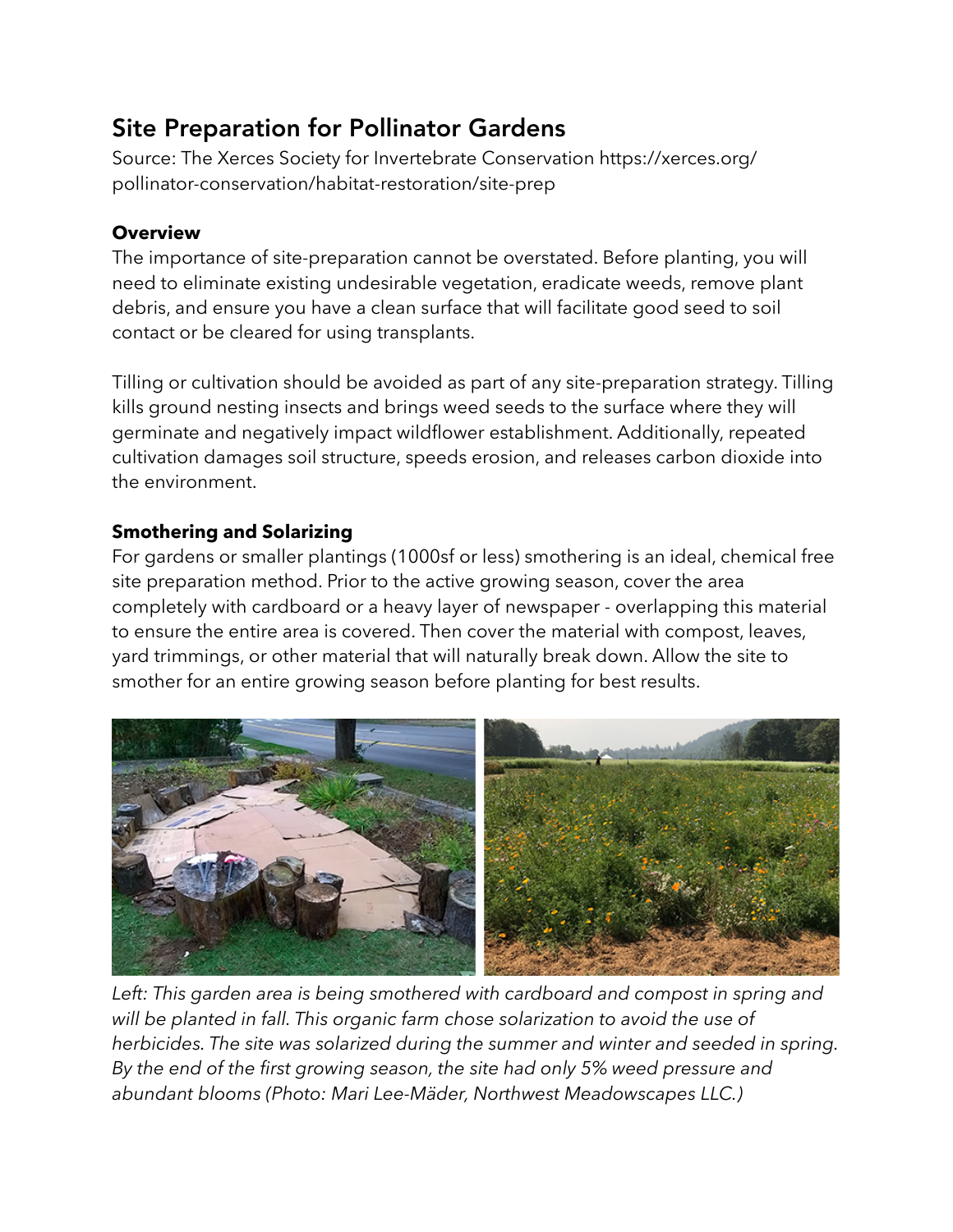# Site Preparation for Pollinator Gardens

Source: The Xerces Society for Invertebrate Conservation https://xerces.org/pollinator-conservation/habitat-restoration/site-prep

**Overview**

The importance of site-preparation cannot be overstated. Before planting, you will need to eliminate existing undesirable vegetation, eradicate weeds, remove plant debris, and ensure you have a clean surface that will facilitate good seed to soil contact or be cleared for using transplants.

Tilling or cultivation should be avoided as part of any site-preparation strategy. Tilling kills ground nesting insects and brings weed seeds to the surface where they will germinate and negatively impact wildflower establishment. Additionally, repeated cultivation damages soil structure, speeds erosion, and releases carbon dioxide into the environment.

**Smothering and Solarizing**

For gardens or smaller plantings (1000sf or less) smothering is an ideal, chemical free site preparation method. Prior to the active growing season, cover the area completely with cardboard or a heavy layer of newspaper - overlapping this material to ensure the entire area is covered. Then cover the material with compost, leaves, yard trimmings, or other material that will naturally break down. Allow the site to smother for an entire growing season before planting for best results.

*Left: This garden area is being smothered with cardboard and compost in spring and will be planted in fall. This organic farm chose solarization to avoid the use of herbicides. The site was solarized during the summer and winter and seeded in spring. By the end of the first growing season, the site had only 5% weed pressure and abundant blooms (Photo: Mari Lee-Mäder, Northwest Meadowscapes LLC.)*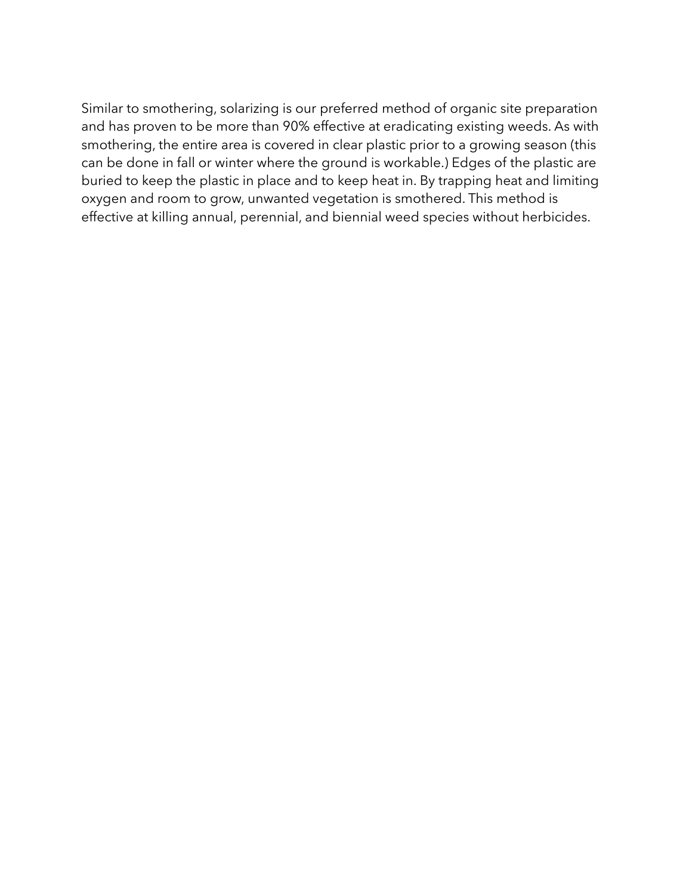Similar to smothering, solarizing is our preferred method of organic site preparation and has proven to be more than 90% effective at eradicating existing weeds. As with smothering, the entire area is covered in clear plastic prior to a growing season (this can be done in fall or winter where the ground is workable.) Edges of the plastic are buried to keep the plastic in place and to keep heat in. By trapping heat and limiting oxygen and room to grow, unwanted vegetation is smothered. This method is effective at killing annual, perennial, and biennial weed species without herbicides.